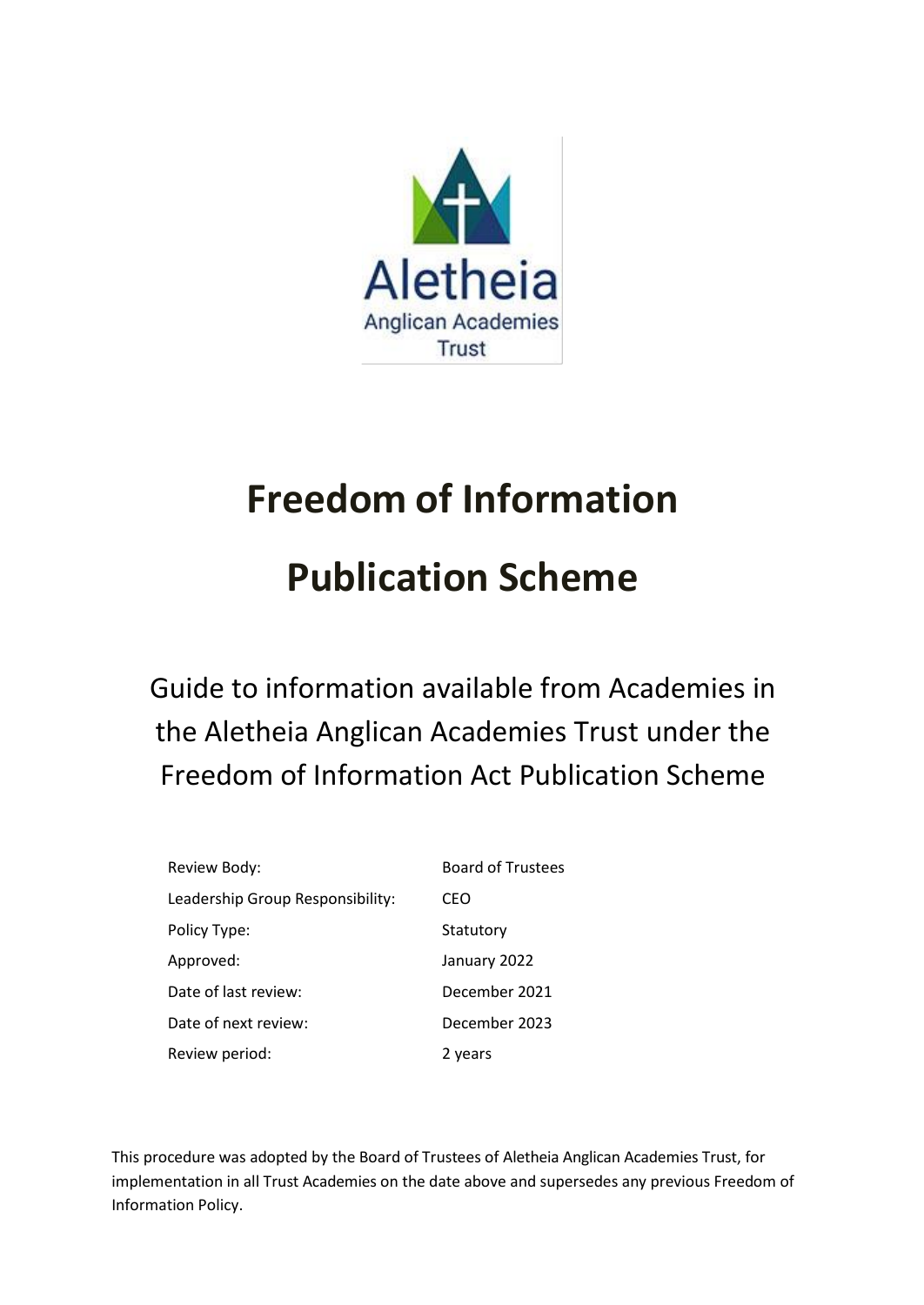Aletheia

Anglican Academies Trust

# Freedom of Information

# Publication Scheme

Guide to information available from Academies in the Aletheia Anglican Academies Trust under the Freedom of Information Act Publication Scheme

| | |
|---|---|
| Review Body: | Board of Trustees |
| Leadership Group Responsibility: | CEO |
| Policy Type: | Statutory |
| Approved: | January 2022 |
| Date of last review: | December 2021 |
| Date of next review: | December 2023 |
| Review period: | 2 years |

This procedure was adopted by the Board of Trustees of Aletheia Anglican Academies Trust, for implementation in all Trust Academies on the date above and supersedes any previous Freedom of Information Policy.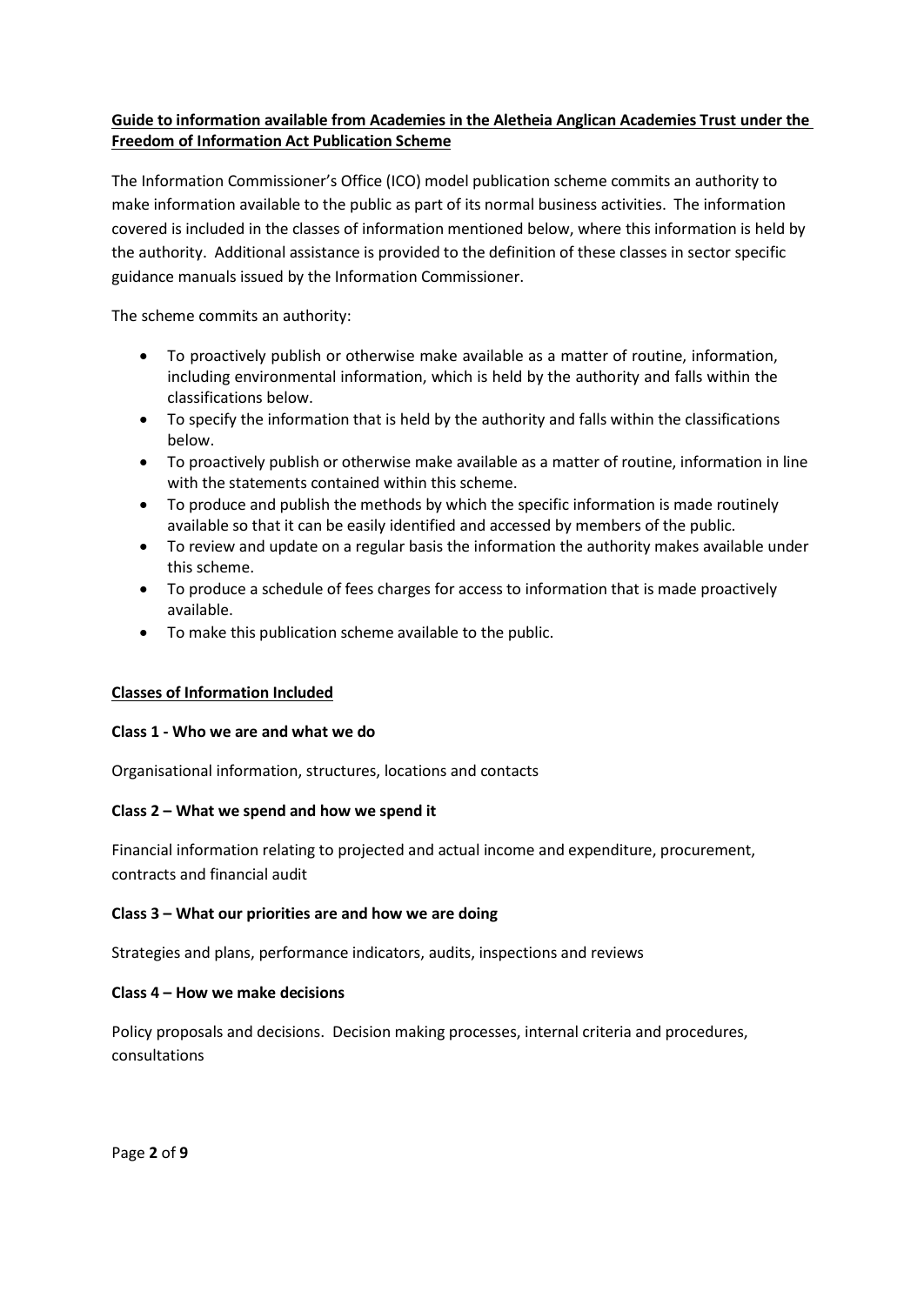**Guide to information available from Academies in the Aletheia Anglican Academies Trust under the Freedom of Information Act Publication Scheme**

The Information Commissioner's Office (ICO) model publication scheme commits an authority to make information available to the public as part of its normal business activities. The information covered is included in the classes of information mentioned below, where this information is held by the authority. Additional assistance is provided to the definition of these classes in sector specific guidance manuals issued by the Information Commissioner.

The scheme commits an authority:

- To proactively publish or otherwise make available as a matter of routine, information, including environmental information, which is held by the authority and falls within the classifications below.
- To specify the information that is held by the authority and falls within the classifications below.
- To proactively publish or otherwise make available as a matter of routine, information in line with the statements contained within this scheme.
- To produce and publish the methods by which the specific information is made routinely available so that it can be easily identified and accessed by members of the public.
- To review and update on a regular basis the information the authority makes available under this scheme.
- To produce a schedule of fees charges for access to information that is made proactively available.
- To make this publication scheme available to the public.

**Classes of Information Included**

**Class 1 - Who we are and what we do**

Organisational information, structures, locations and contacts

**Class 2 – What we spend and how we spend it**

Financial information relating to projected and actual income and expenditure, procurement, contracts and financial audit

**Class 3 – What our priorities are and how we are doing**

Strategies and plans, performance indicators, audits, inspections and reviews

**Class 4 – How we make decisions**

Policy proposals and decisions. Decision making processes, internal criteria and procedures, consultations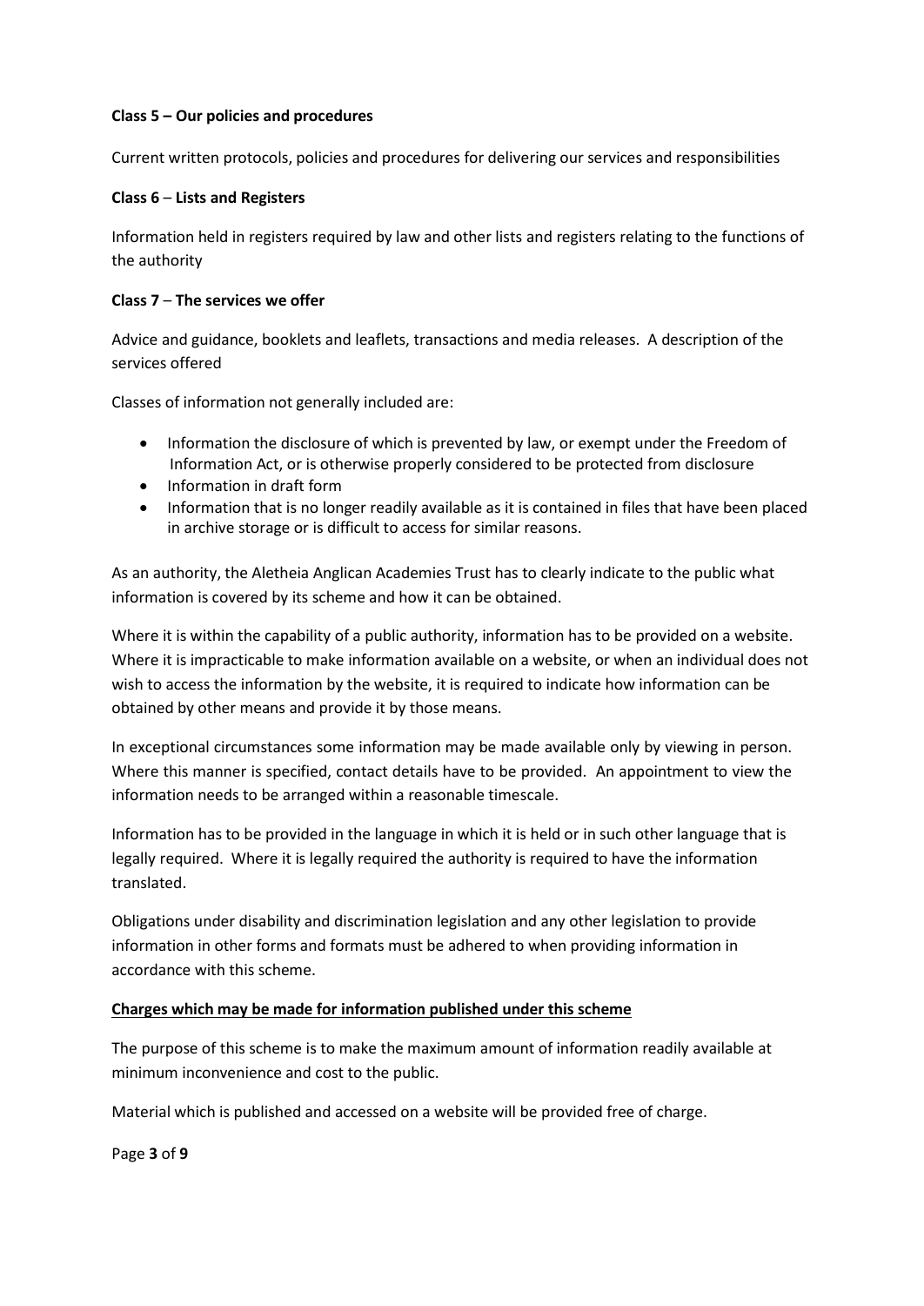**Class 5 – Our policies and procedures**

Current written protocols, policies and procedures for delivering our services and responsibilities

**Class 6 – Lists and Registers**

Information held in registers required by law and other lists and registers relating to the functions of the authority

**Class 7 – The services we offer**

Advice and guidance, booklets and leaflets, transactions and media releases. A description of the services offered

Classes of information not generally included are:

- Information the disclosure of which is prevented by law, or exempt under the Freedom of Information Act, or is otherwise properly considered to be protected from disclosure
- Information in draft form
- Information that is no longer readily available as it is contained in files that have been placed in archive storage or is difficult to access for similar reasons.

As an authority, the Aletheia Anglican Academies Trust has to clearly indicate to the public what information is covered by its scheme and how it can be obtained.

Where it is within the capability of a public authority, information has to be provided on a website. Where it is impracticable to make information available on a website, or when an individual does not wish to access the information by the website, it is required to indicate how information can be obtained by other means and provide it by those means.

In exceptional circumstances some information may be made available only by viewing in person. Where this manner is specified, contact details have to be provided. An appointment to view the information needs to be arranged within a reasonable timescale.

Information has to be provided in the language in which it is held or in such other language that is legally required. Where it is legally required the authority is required to have the information translated.

Obligations under disability and discrimination legislation and any other legislation to provide information in other forms and formats must be adhered to when providing information in accordance with this scheme.

**<u>Charges which may be made for information published under this scheme</u>**

The purpose of this scheme is to make the maximum amount of information readily available at minimum inconvenience and cost to the public.

Material which is published and accessed on a website will be provided free of charge.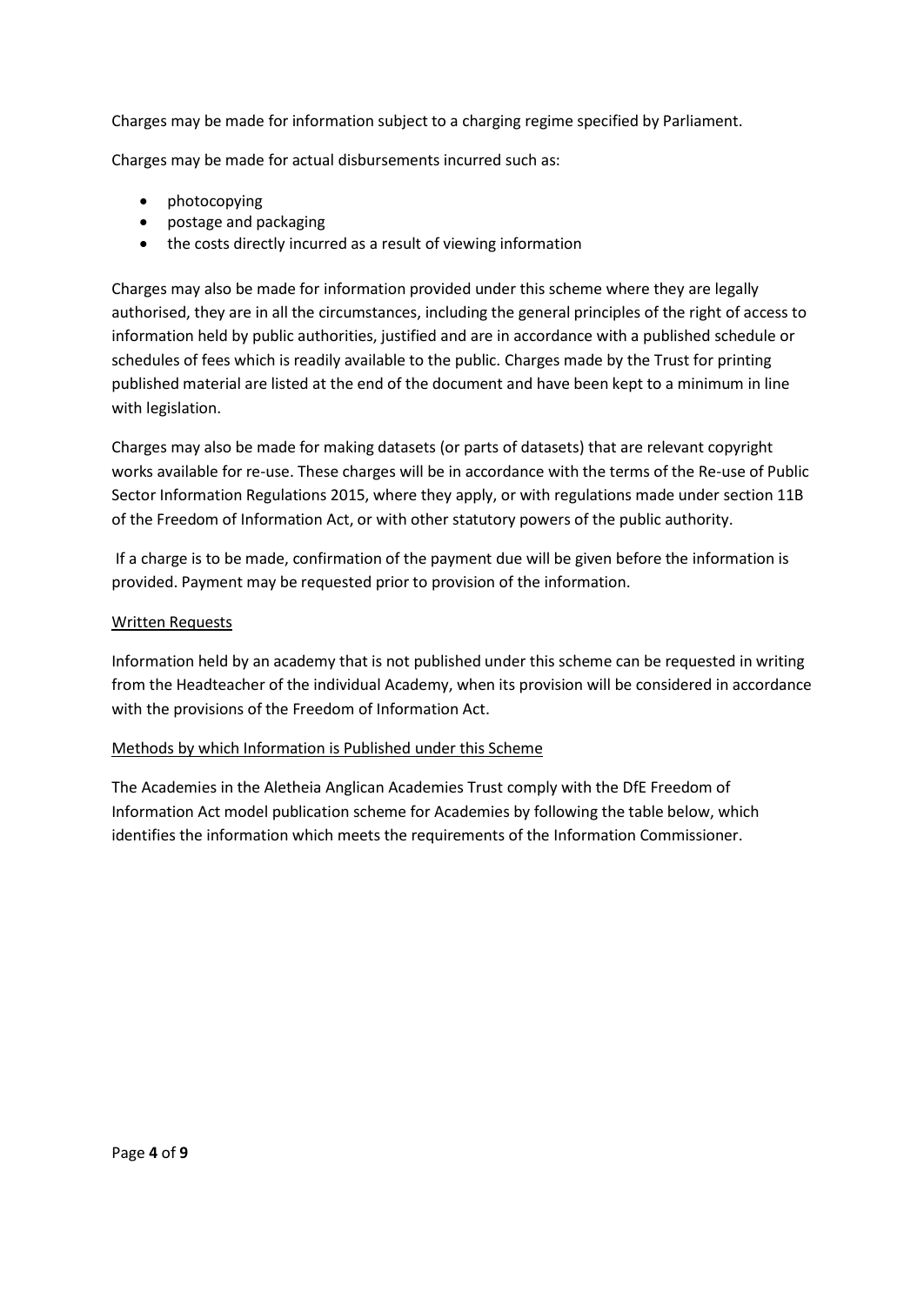Charges may be made for information subject to a charging regime specified by Parliament.

Charges may be made for actual disbursements incurred such as:

- photocopying
- postage and packaging
- the costs directly incurred as a result of viewing information

Charges may also be made for information provided under this scheme where they are legally authorised, they are in all the circumstances, including the general principles of the right of access to information held by public authorities, justified and are in accordance with a published schedule or schedules of fees which is readily available to the public. Charges made by the Trust for printing published material are listed at the end of the document and have been kept to a minimum in line with legislation.

Charges may also be made for making datasets (or parts of datasets) that are relevant copyright works available for re-use. These charges will be in accordance with the terms of the Re-use of Public Sector Information Regulations 2015, where they apply, or with regulations made under section 11B of the Freedom of Information Act, or with other statutory powers of the public authority.

If a charge is to be made, confirmation of the payment due will be given before the information is provided. Payment may be requested prior to provision of the information.

## Written Requests

Information held by an academy that is not published under this scheme can be requested in writing from the Headteacher of the individual Academy, when its provision will be considered in accordance with the provisions of the Freedom of Information Act.

## Methods by which Information is Published under this Scheme

The Academies in the Aletheia Anglican Academies Trust comply with the DfE Freedom of Information Act model publication scheme for Academies by following the table below, which identifies the information which meets the requirements of the Information Commissioner.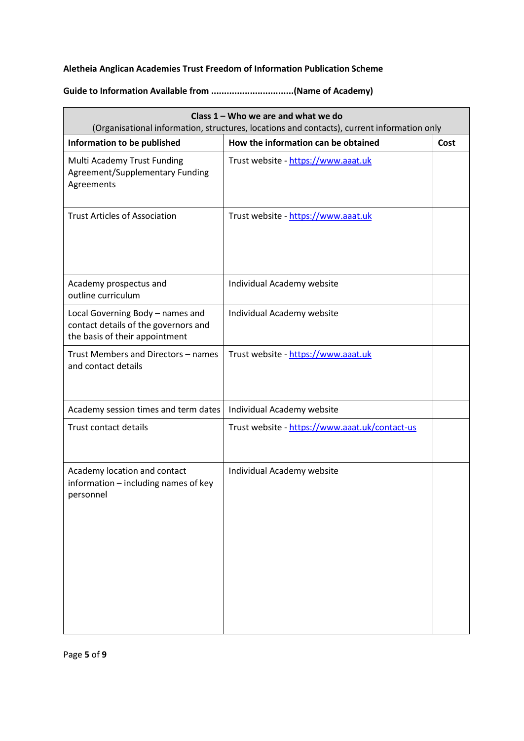**Aletheia Anglican Academies Trust Freedom of Information Publication Scheme**

**Guide to Information Available from ................................(Name of Academy)**

| **Class 1 – Who we are and what we do**<br>(Organisational information, structures, locations and contacts), current information only | | |
|---|---|---|
| **Information to be published** | **How the information can be obtained** | **Cost** |
| Multi Academy Trust Funding Agreement/Supplementary Funding Agreements | Trust website - https://www.aaat.uk | |
| Trust Articles of Association | Trust website - https://www.aaat.uk | |
| Academy prospectus and outline curriculum | Individual Academy website | |
| Local Governing Body – names and contact details of the governors and the basis of their appointment | Individual Academy website | |
| Trust Members and Directors – names and contact details | Trust website - https://www.aaat.uk | |
| Academy session times and term dates | Individual Academy website | |
| Trust contact details | Trust website - https://www.aaat.uk/contact-us | |
| Academy location and contact information – including names of key personnel | Individual Academy website | |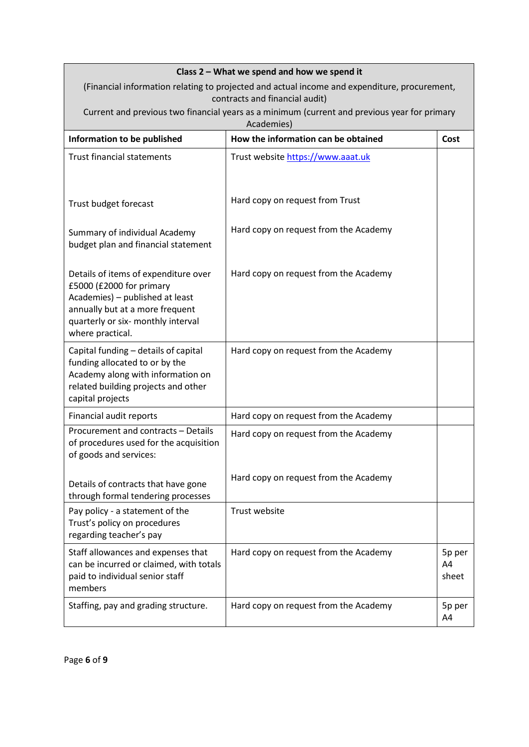| Class 2 – What we spend and how we spend it<br>(Financial information relating to projected and actual income and expenditure, procurement, contracts and financial audit)<br>Current and previous two financial years as a minimum (current and previous year for primary Academies) | | |
|---|---|---|
| **Information to be published** | **How the information can be obtained** | **Cost** |
| Trust financial statements<br><br>Trust budget forecast<br><br>Summary of individual Academy budget plan and financial statement<br><br>Details of items of expenditure over £5000 (£2000 for primary Academies) – published at least annually but at a more frequent quarterly or six- monthly interval where practical. | Trust website [https://www.aaat.uk](https://www.aaat.uk)<br><br>Hard copy on request from Trust<br><br>Hard copy on request from the Academy<br><br>Hard copy on request from the Academy | |
| Capital funding – details of capital funding allocated to or by the Academy along with information on related building projects and other capital projects | Hard copy on request from the Academy | |
| Financial audit reports | Hard copy on request from the Academy | |
| Procurement and contracts – Details of procedures used for the acquisition of goods and services:<br><br>Details of contracts that have gone through formal tendering processes | Hard copy on request from the Academy<br><br>Hard copy on request from the Academy | |
| Pay policy - a statement of the Trust's policy on procedures regarding teacher's pay | Trust website | |
| Staff allowances and expenses that can be incurred or claimed, with totals paid to individual senior staff members | Hard copy on request from the Academy | 5p per A4 sheet |
| Staffing, pay and grading structure. | Hard copy on request from the Academy | 5p per A4 |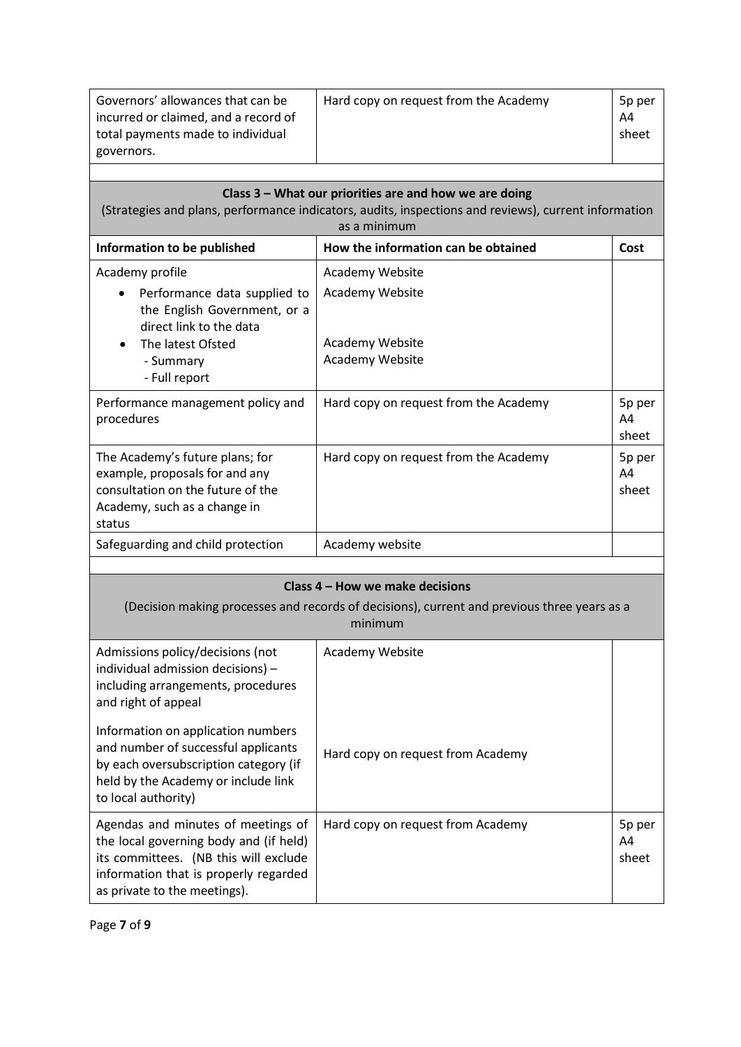| Information to be published | How the information can be obtained | Cost |
|---|---|---|
| Governors' allowances that can be incurred or claimed, and a record of total payments made to individual governors. | Hard copy on request from the Academy | 5p per A4 sheet |

| **Class 3 – What our priorities are and how we are doing**<br>(Strategies and plans, performance indicators, audits, inspections and reviews), current information as a minimum | | |
|---|---|---|
| **Information to be published** | **How the information can be obtained** | **Cost** |
| Academy profile<br>• Performance data supplied to the English Government, or a direct link to the data<br>• The latest Ofsted<br>- Summary<br>- Full report | Academy Website<br>Academy Website<br><br>Academy Website<br>Academy Website | |
| Performance management policy and procedures | Hard copy on request from the Academy | 5p per A4 sheet |
| The Academy's future plans; for example, proposals for and any consultation on the future of the Academy, such as a change in status | Hard copy on request from the Academy | 5p per A4 sheet |
| Safeguarding and child protection | Academy website | |

| **Class 4 – How we make decisions**<br>(Decision making processes and records of decisions), current and previous three years as a minimum | | |
|---|---|---|
| Admissions policy/decisions (not individual admission decisions) – including arrangements, procedures and right of appeal<br><br>Information on application numbers and number of successful applicants by each oversubscription category (if held by the Academy or include link to local authority) | Academy Website<br><br><br><br>Hard copy on request from Academy | |
| Agendas and minutes of meetings of the local governing body and (if held) its committees. (NB this will exclude information that is properly regarded as private to the meetings). | Hard copy on request from Academy | 5p per A4 sheet |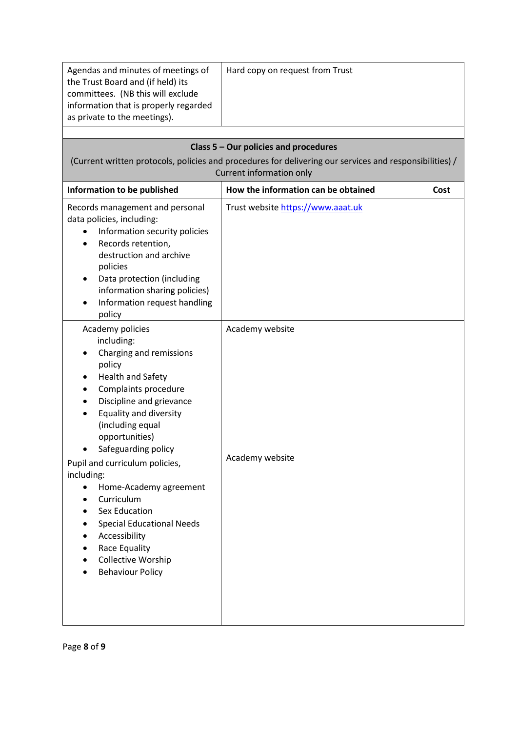| Information to be published | How the information can be obtained | Cost |
|---|---|---|
| Agendas and minutes of meetings of the Trust Board and (if held) its committees. (NB this will exclude information that is properly regarded as private to the meetings). | Hard copy on request from Trust | |
| | | |
| **Class 5 – Our policies and procedures**<br>(Current written protocols, policies and procedures for delivering our services and responsibilities) / Current information only | | |
| **Information to be published** | **How the information can be obtained** | **Cost** |
| Records management and personal data policies, including:<br>• Information security policies<br>• Records retention, destruction and archive policies<br>• Data protection (including information sharing policies)<br>• Information request handling policy | Trust website https://www.aaat.uk | |
| Academy policies including:<br>• Charging and remissions policy<br>• Health and Safety<br>• Complaints procedure<br>• Discipline and grievance<br>• Equality and diversity (including equal opportunities)<br>• Safeguarding policy<br>Pupil and curriculum policies, including:<br>• Home-Academy agreement<br>• Curriculum<br>• Sex Education<br>• Special Educational Needs<br>• Accessibility<br>• Race Equality<br>• Collective Worship<br>• Behaviour Policy | Academy website<br><br>Academy website | |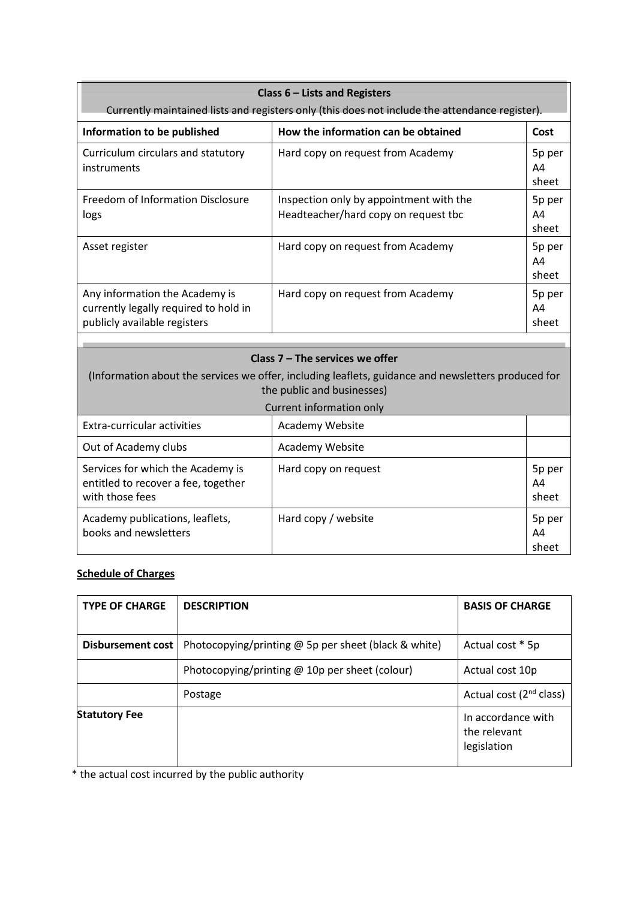| Class 6 – Lists and Registers<br>Currently maintained lists and registers only (this does not include the attendance register). | | |
|---|---|---|
| **Information to be published** | **How the information can be obtained** | **Cost** |
| Curriculum circulars and statutory instruments | Hard copy on request from Academy | 5p per A4 sheet |
| Freedom of Information Disclosure logs | Inspection only by appointment with the Headteacher/hard copy on request tbc | 5p per A4 sheet |
| Asset register | Hard copy on request from Academy | 5p per A4 sheet |
| Any information the Academy is currently legally required to hold in publicly available registers | Hard copy on request from Academy | 5p per A4 sheet |
| **Class 7 – The services we offer**<br>(Information about the services we offer, including leaflets, guidance and newsletters produced for the public and businesses)<br>Current information only | | |
| Extra-curricular activities | Academy Website | |
| Out of Academy clubs | Academy Website | |
| Services for which the Academy is entitled to recover a fee, together with those fees | Hard copy on request | 5p per A4 sheet |
| Academy publications, leaflets, books and newsletters | Hard copy / website | 5p per A4 sheet |

**Schedule of Charges**

| TYPE OF CHARGE | DESCRIPTION | BASIS OF CHARGE |
|---|---|---|
| **Disbursement cost** | Photocopying/printing @ 5p per sheet (black & white) | Actual cost * 5p |
| | Photocopying/printing @ 10p per sheet (colour) | Actual cost 10p |
| | Postage | Actual cost (2nd class) |
| **Statutory Fee** | | In accordance with the relevant legislation |

* the actual cost incurred by the public authority